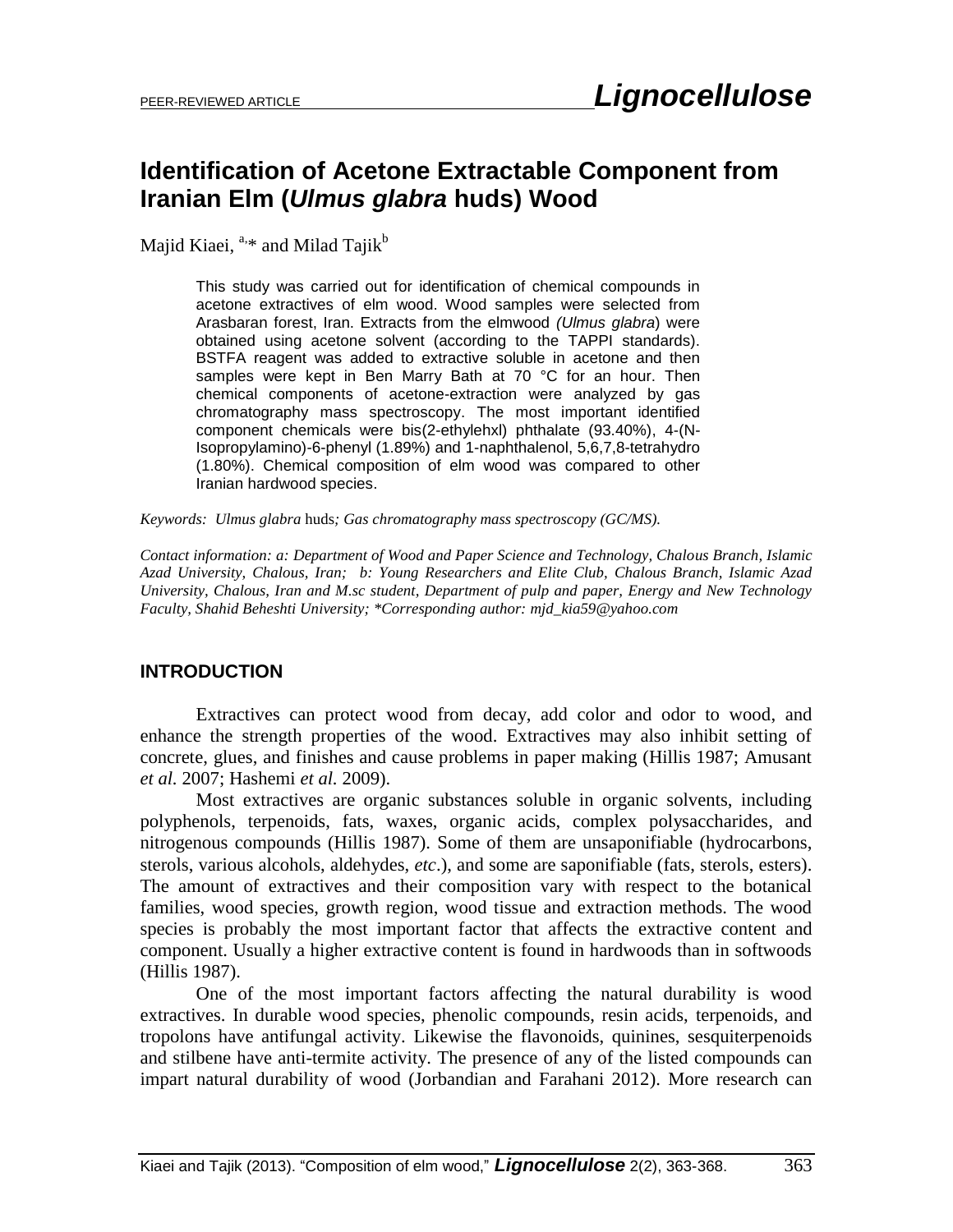PEER-REVIEWED ARTICLE

# Identification of Acetone Extractable Component from Iranian Elm (*Ulmus glabra* huds) Wood

Majid Kiaei, [a,*] and Milad Tajik[b]

> This study was carried out for identification of chemical compounds in acetone extractives of elm wood. Wood samples were selected from Arasbaran forest, Iran. Extracts from the elmwood *(Ulmus glabra*) were obtained using acetone solvent (according to the TAPPI standards). BSTFA reagent was added to extractive soluble in acetone and then samples were kept in Ben Marry Bath at 70 °C for an hour. Then chemical components of acetone-extraction were analyzed by gas chromatography mass spectroscopy. The most important identified component chemicals were bis(2-ethylehxl) phthalate (93.40%), 4-(N-Isopropylamino)-6-phenyl (1.89%) and 1-naphthalenol, 5,6,7,8-tetrahydro (1.80%). Chemical composition of elm wood was compared to other Iranian hardwood species.

*Keywords: Ulmus glabra* huds*; Gas chromatography mass spectroscopy (GC/MS).*

*Contact information: a: Department of Wood and Paper Science and Technology, Chalous Branch, Islamic Azad University, Chalous, Iran; b: Young Researchers and Elite Club, Chalous Branch, Islamic Azad University, Chalous, Iran and M.sc student, Department of pulp and paper, Energy and New Technology Faculty, Shahid Beheshti University; *Corresponding author: mjd_kia59@yahoo.com*

## INTRODUCTION

Extractives can protect wood from decay, add color and odor to wood, and enhance the strength properties of the wood. Extractives may also inhibit setting of concrete, glues, and finishes and cause problems in paper making (Hillis 1987; Amusant *et al.* 2007; Hashemi *et al.* 2009).

Most extractives are organic substances soluble in organic solvents, including polyphenols, terpenoids, fats, waxes, organic acids, complex polysaccharides, and nitrogenous compounds (Hillis 1987). Some of them are unsaponifiable (hydrocarbons, sterols, various alcohols, aldehydes, *etc*.), and some are saponifiable (fats, sterols, esters). The amount of extractives and their composition vary with respect to the botanical families, wood species, growth region, wood tissue and extraction methods. The wood species is probably the most important factor that affects the extractive content and component. Usually a higher extractive content is found in hardwoods than in softwoods (Hillis 1987).

One of the most important factors affecting the natural durability is wood extractives. In durable wood species, phenolic compounds, resin acids, terpenoids, and tropolons have antifungal activity. Likewise the flavonoids, quinines, sesquiterpenoids and stilbene have anti-termite activity. The presence of any of the listed compounds can impart natural durability of wood (Jorbandian and Farahani 2012). More research can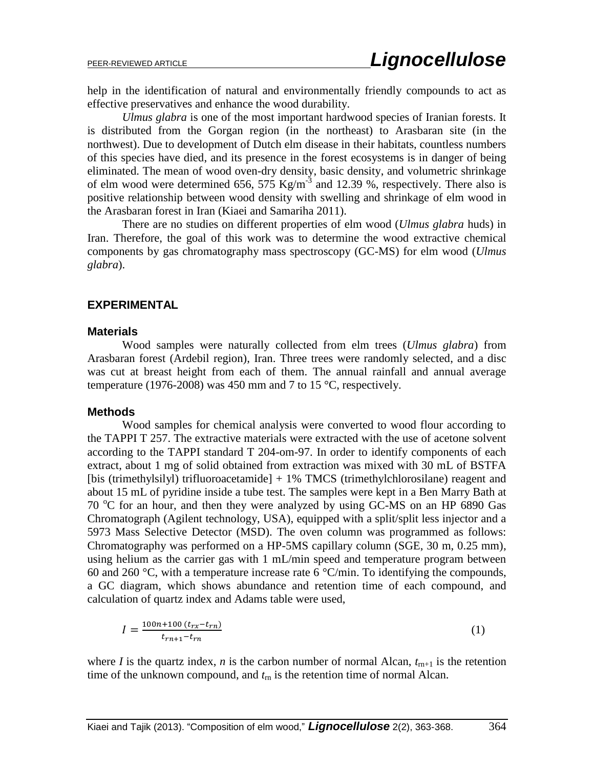help in the identification of natural and environmentally friendly compounds to act as effective preservatives and enhance the wood durability.

*Ulmus glabra* is one of the most important hardwood species of Iranian forests. It is distributed from the Gorgan region (in the northeast) to Arasbaran site (in the northwest). Due to development of Dutch elm disease in their habitats, countless numbers of this species have died, and its presence in the forest ecosystems is in danger of being eliminated. The mean of wood oven-dry density, basic density, and volumetric shrinkage of elm wood were determined 656, 575 $Kg/m^{-3}$ and 12.39 %, respectively. There also is positive relationship between wood density with swelling and shrinkage of elm wood in the Arasbaran forest in Iran (Kiaei and Samariha 2011).

There are no studies on different properties of elm wood (*Ulmus glabra* huds) in Iran. Therefore, the goal of this work was to determine the wood extractive chemical components by gas chromatography mass spectroscopy (GC-MS) for elm wood (*Ulmus glabra*).

## EXPERIMENTAL

### Materials

Wood samples were naturally collected from elm trees (*Ulmus glabra*) from Arasbaran forest (Ardebil region), Iran. Three trees were randomly selected, and a disc was cut at breast height from each of them. The annual rainfall and annual average temperature (1976-2008) was 450 mm and 7 to 15 °C, respectively.

### Methods

Wood samples for chemical analysis were converted to wood flour according to the TAPPI T 257. The extractive materials were extracted with the use of acetone solvent according to the TAPPI standard T 204-om-97. In order to identify components of each extract, about 1 mg of solid obtained from extraction was mixed with 30 mL of BSTFA [bis (trimethylsilyl) trifluoroacetamide] + 1% TMCS (trimethylchlorosilane) reagent and about 15 mL of pyridine inside a tube test. The samples were kept in a Ben Marry Bath at 70 °C for an hour, and then they were analyzed by using GC-MS on an HP 6890 Gas Chromatograph (Agilent technology, USA), equipped with a split/split less injector and a 5973 Mass Selective Detector (MSD). The oven column was programmed as follows: Chromatography was performed on a HP-5MS capillary column (SGE, 30 m, 0.25 mm), using helium as the carrier gas with 1 mL/min speed and temperature program between 60 and 260 °C, with a temperature increase rate 6 °C/min. To identifying the compounds, a GC diagram, which shows abundance and retention time of each compound, and calculation of quartz index and Adams table were used,

$$I = \frac{100n + 100\,(t_{rx} - t_{rn})}{t_{rn+1} - t_{rn}} \tag{1}$$

where *I* is the quartz index, *n* is the carbon number of normal Alcan, $t_{rn+1}$ is the retention time of the unknown compound, and $t_{rn}$ is the retention time of normal Alcan.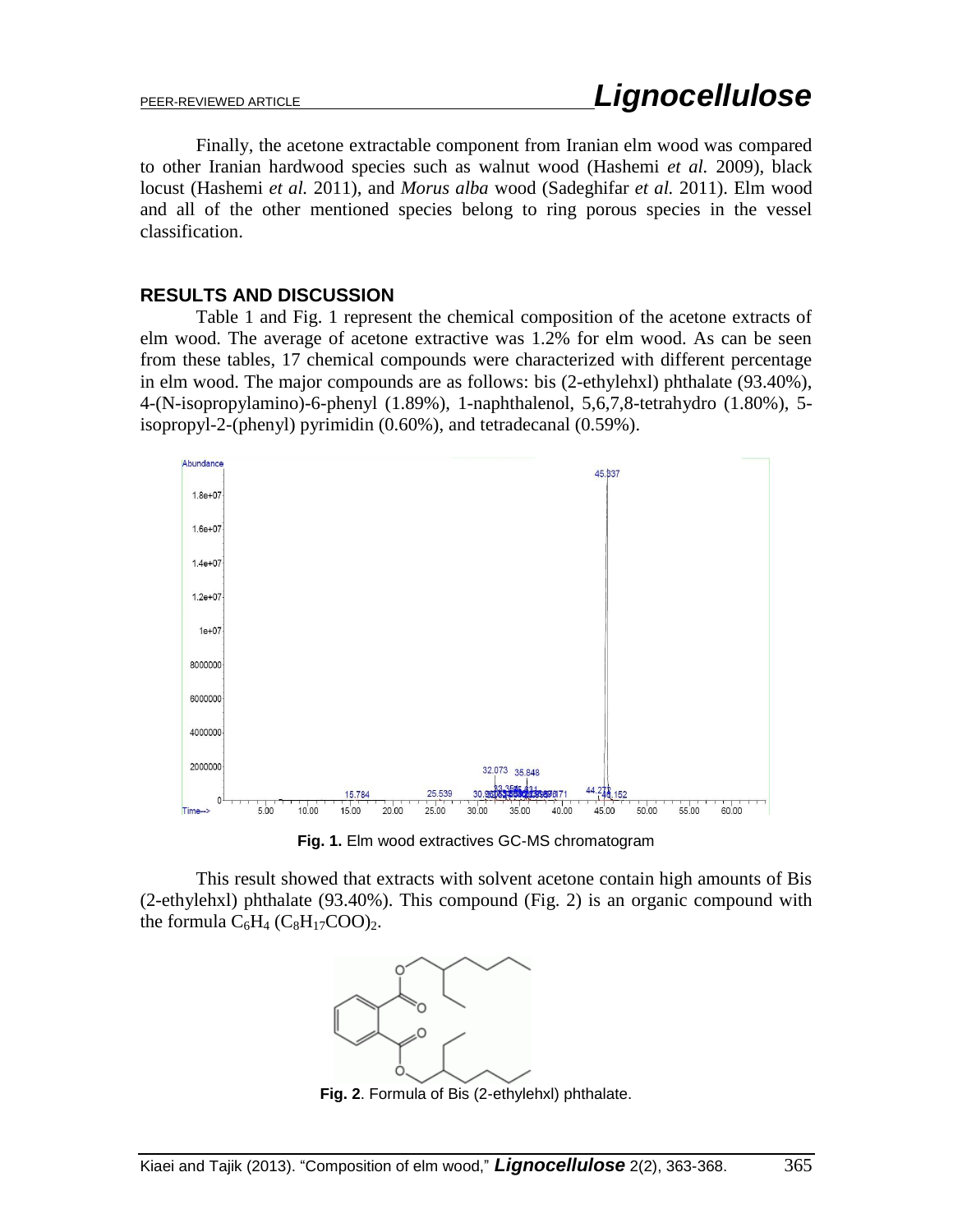Finally, the acetone extractable component from Iranian elm wood was compared to other Iranian hardwood species such as walnut wood (Hashemi *et al.* 2009), black locust (Hashemi *et al.* 2011), and *Morus alba* wood (Sadeghifar *et al.* 2011). Elm wood and all of the other mentioned species belong to ring porous species in the vessel classification.

## RESULTS AND DISCUSSION

Table 1 and Fig. 1 represent the chemical composition of the acetone extracts of elm wood. The average of acetone extractive was 1.2% for elm wood. As can be seen from these tables, 17 chemical compounds were characterized with different percentage in elm wood. The major compounds are as follows: bis (2-ethylehxl) phthalate (93.40%), 4-(N-isopropylamino)-6-phenyl (1.89%), 1-naphthalenol, 5,6,7,8-tetrahydro (1.80%), 5-isopropyl-2-(phenyl) pyrimidin (0.60%), and tetradecanal (0.59%).

**Fig. 1.** Elm wood extractives GC-MS chromatogram

This result showed that extracts with solvent acetone contain high amounts of Bis (2-ethylehxl) phthalate (93.40%). This compound (Fig. 2) is an organic compound with the formula $C_6H_4$ $(C_8H_{17}COO)_2$.

**Fig. 2**. Formula of Bis (2-ethylehxl) phthalate.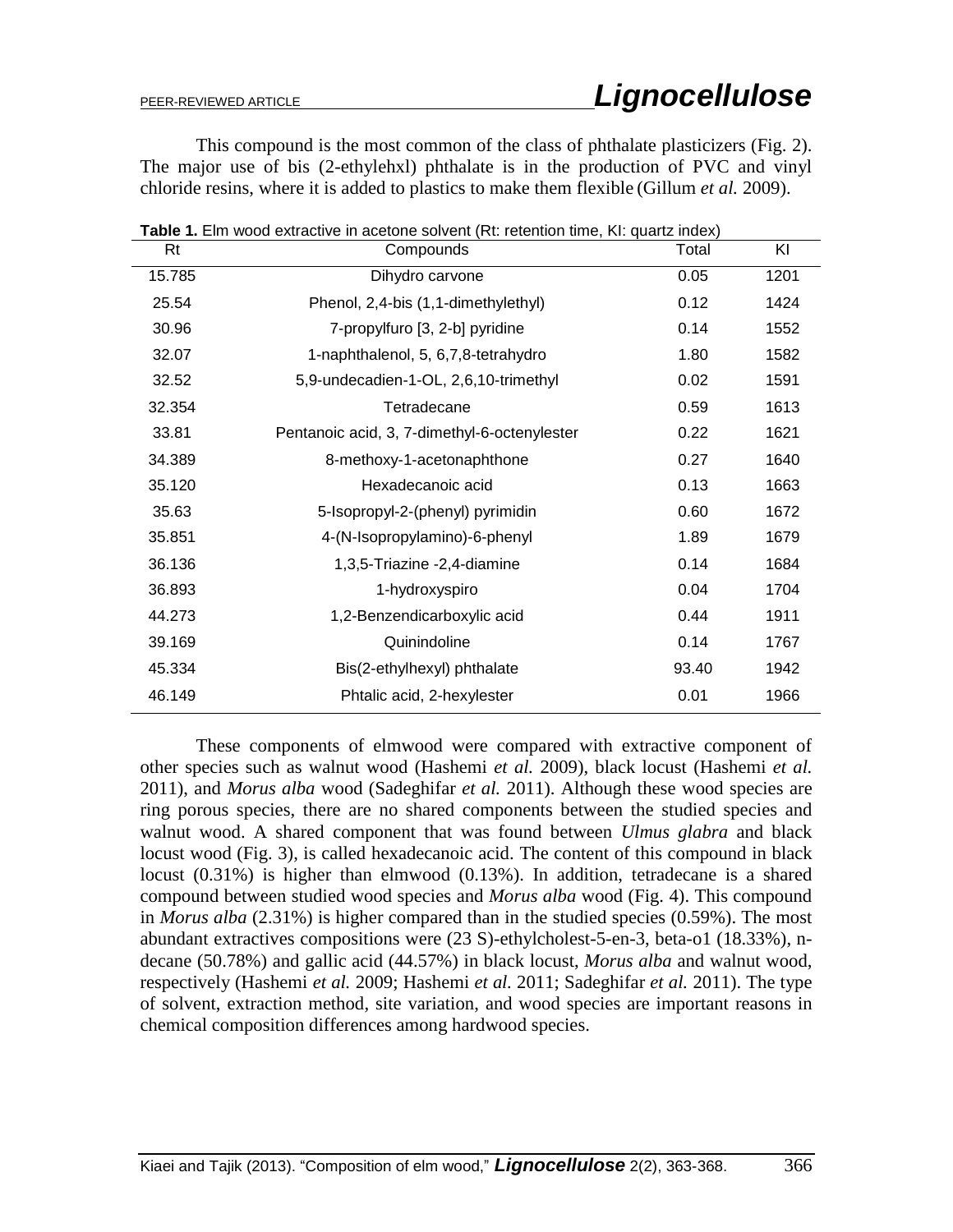This compound is the most common of the class of phthalate plasticizers (Fig. 2). The major use of bis (2-ethylehxl) phthalate is in the production of PVC and vinyl chloride resins, where it is added to plastics to make them flexible (Gillum *et al.* 2009).

**Table 1.** Elm wood extractive in acetone solvent (Rt: retention time, KI: quartz index)

| Rt | Compounds | Total | KI |
|---|---|---|---|
| 15.785 | Dihydro carvone | 0.05 | 1201 |
| 25.54 | Phenol, 2,4-bis (1,1-dimethylethyl) | 0.12 | 1424 |
| 30.96 | 7-propylfuro [3, 2-b] pyridine | 0.14 | 1552 |
| 32.07 | 1-naphthalenol, 5, 6,7,8-tetrahydro | 1.80 | 1582 |
| 32.52 | 5,9-undecadien-1-OL, 2,6,10-trimethyl | 0.02 | 1591 |
| 32.354 | Tetradecane | 0.59 | 1613 |
| 33.81 | Pentanoic acid, 3, 7-dimethyl-6-octenylester | 0.22 | 1621 |
| 34.389 | 8-methoxy-1-acetonaphthone | 0.27 | 1640 |
| 35.120 | Hexadecanoic acid | 0.13 | 1663 |
| 35.63 | 5-Isopropyl-2-(phenyl) pyrimidin | 0.60 | 1672 |
| 35.851 | 4-(N-Isopropylamino)-6-phenyl | 1.89 | 1679 |
| 36.136 | 1,3,5-Triazine -2,4-diamine | 0.14 | 1684 |
| 36.893 | 1-hydroxyspiro | 0.04 | 1704 |
| 44.273 | 1,2-Benzendicarboxylic acid | 0.44 | 1911 |
| 39.169 | Quinindoline | 0.14 | 1767 |
| 45.334 | Bis(2-ethylhexyl) phthalate | 93.40 | 1942 |
| 46.149 | Phtalic acid, 2-hexylester | 0.01 | 1966 |

These components of elmwood were compared with extractive component of other species such as walnut wood (Hashemi *et al.* 2009), black locust (Hashemi *et al.* 2011), and *Morus alba* wood (Sadeghifar *et al.* 2011). Although these wood species are ring porous species, there are no shared components between the studied species and walnut wood. A shared component that was found between *Ulmus glabra* and black locust wood (Fig. 3), is called hexadecanoic acid. The content of this compound in black locust (0.31%) is higher than elmwood (0.13%). In addition, tetradecane is a shared compound between studied wood species and *Morus alba* wood (Fig. 4). This compound in *Morus alba* (2.31%) is higher compared than in the studied species (0.59%). The most abundant extractives compositions were (23 S)-ethylcholest-5-en-3, beta-o1 (18.33%), n-decane (50.78%) and gallic acid (44.57%) in black locust, *Morus alba* and walnut wood, respectively (Hashemi *et al.* 2009; Hashemi *et al.* 2011; Sadeghifar *et al.* 2011). The type of solvent, extraction method, site variation, and wood species are important reasons in chemical composition differences among hardwood species.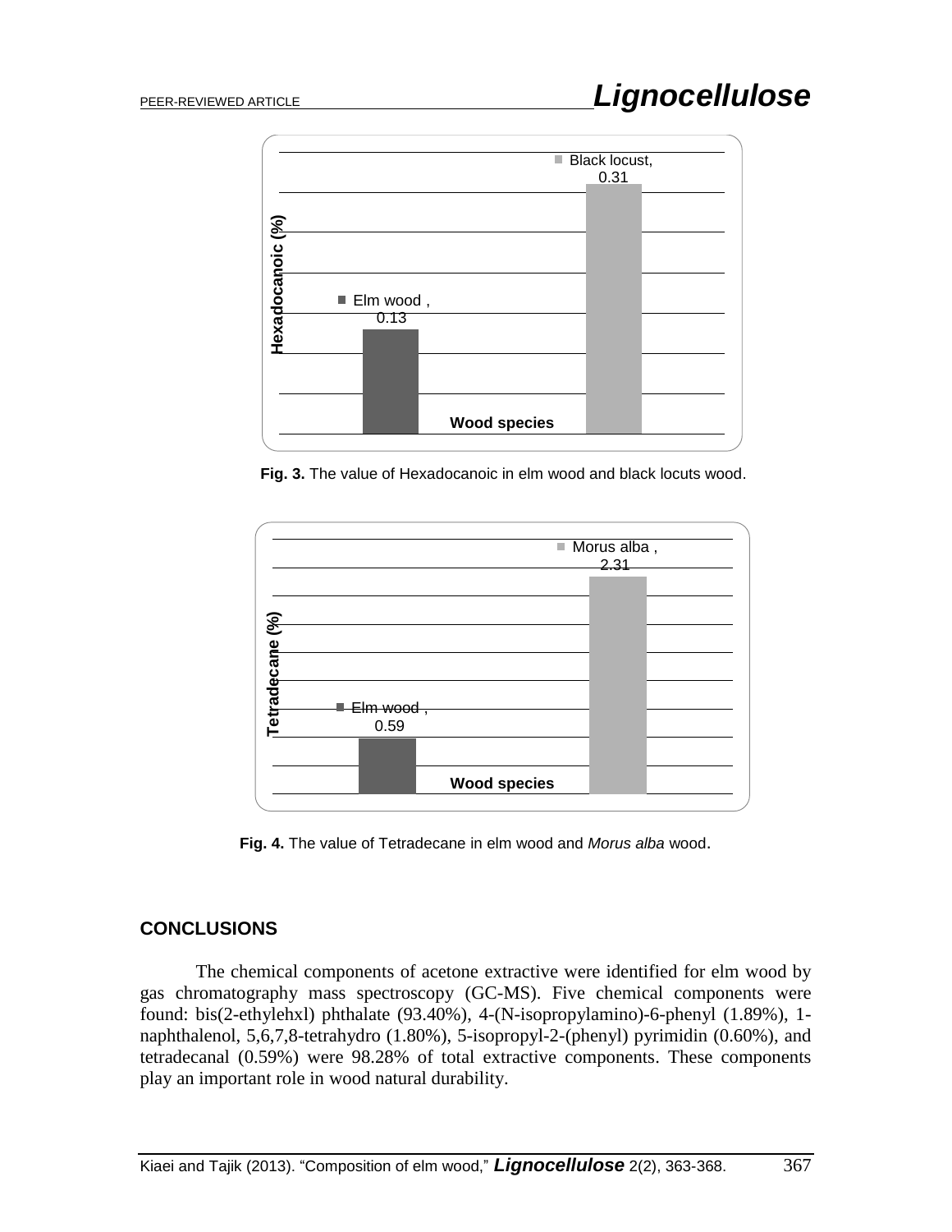**Fig. 3.** The value of Hexadocanoic in elm wood and black locuts wood.

**Fig. 4.** The value of Tetradecane in elm wood and *Morus alba* wood.

## CONCLUSIONS

The chemical components of acetone extractive were identified for elm wood by gas chromatography mass spectroscopy (GC-MS). Five chemical components were found: bis(2-ethylehxl) phthalate (93.40%), 4-(N-isopropylamino)-6-phenyl (1.89%), 1-naphthalenol, 5,6,7,8-tetrahydro (1.80%), 5-isopropyl-2-(phenyl) pyrimidin (0.60%), and tetradecanal (0.59%) were 98.28% of total extractive components. These components play an important role in wood natural durability.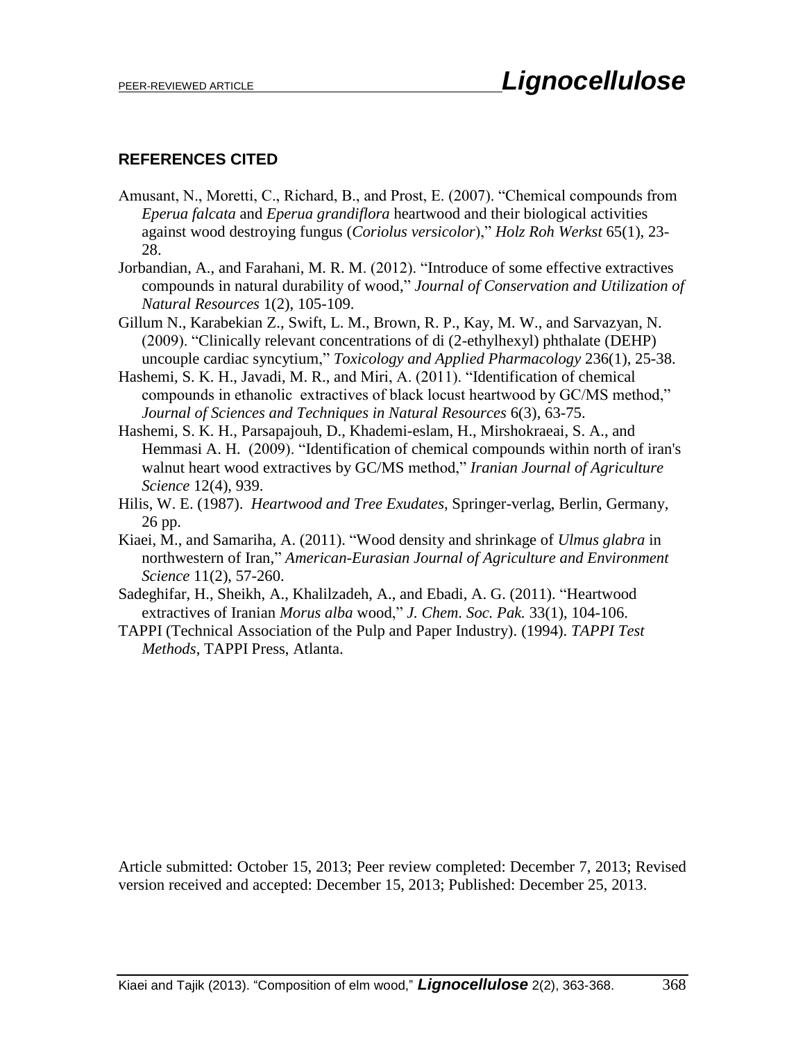## REFERENCES CITED

Amusant, N., Moretti, C., Richard, B., and Prost, E. (2007). "Chemical compounds from *Eperua falcata* and *Eperua grandiflora* heartwood and their biological activities against wood destroying fungus (*Coriolus versicolor*)," *Holz Roh Werkst* 65(1), 23-28.

Jorbandian, A., and Farahani, M. R. M. (2012). "Introduce of some effective extractives compounds in natural durability of wood," *Journal of Conservation and Utilization of Natural Resources* 1(2), 105-109.

Gillum N., Karabekian Z., Swift, L. M., Brown, R. P., Kay, M. W., and Sarvazyan, N. (2009). "Clinically relevant concentrations of di (2-ethylhexyl) phthalate (DEHP) uncouple cardiac syncytium," *Toxicology and Applied Pharmacology* 236(1), 25-38.

Hashemi, S. K. H., Javadi, M. R., and Miri, A. (2011). "Identification of chemical compounds in ethanolic extractives of black locust heartwood by GC/MS method," *Journal of Sciences and Techniques in Natural Resources* 6(3), 63-75.

Hashemi, S. K. H., Parsapajouh, D., Khademi-eslam, H., Mirshokraeai, S. A., and Hemmasi A. H. (2009). "Identification of chemical compounds within north of iran's walnut heart wood extractives by GC/MS method," *Iranian Journal of Agriculture Science* 12(4), 939.

Hilis, W. E. (1987). *Heartwood and Tree Exudates*, Springer-verlag, Berlin, Germany, 26 pp.

Kiaei, M., and Samariha, A. (2011). "Wood density and shrinkage of *Ulmus glabra* in northwestern of Iran," *American-Eurasian Journal of Agriculture and Environment Science* 11(2), 57-260.

Sadeghifar, H., Sheikh, A., Khalilzadeh, A., and Ebadi, A. G. (2011). "Heartwood extractives of Iranian *Morus alba* wood," *J. Chem. Soc. Pak.* 33(1), 104-106.

TAPPI (Technical Association of the Pulp and Paper Industry). (1994). *TAPPI Test Methods*, TAPPI Press, Atlanta.

Article submitted: October 15, 2013; Peer review completed: December 7, 2013; Revised version received and accepted: December 15, 2013; Published: December 25, 2013.